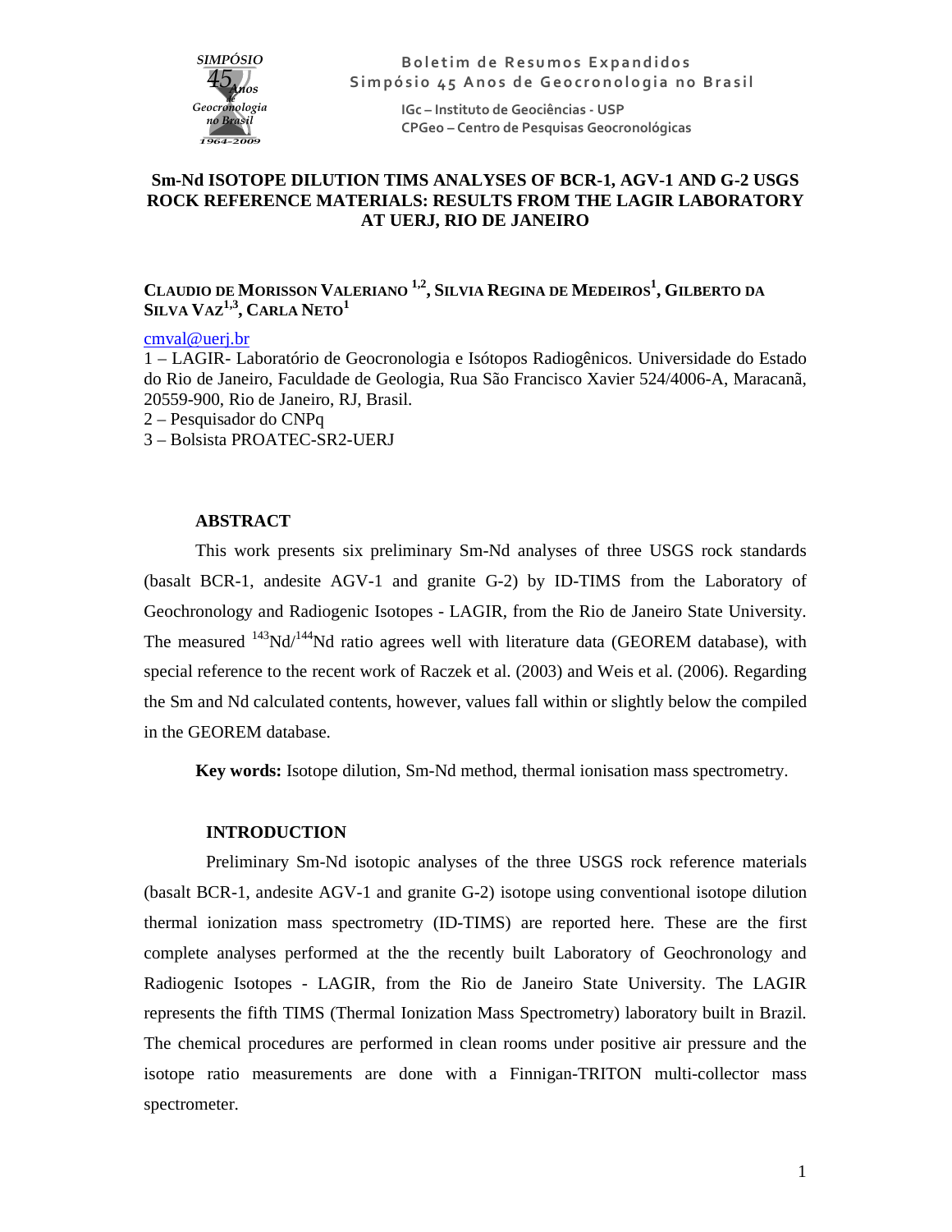# Sm-Nd ISOTOPE DILUTION TIMS ANALYSES OF BCR-1, AGV-1 AND G-2 USGS ROCK REFERENCE MATERIALS: RESULTS FROM THE LAGIR LABORATORY AT UERJ, RIO DE JANEIRO

**Claudio de Morisson Valeriano [1,2], Silvia Regina de Medeiros[1], Gilberto da Silva Vaz[1,3], Carla Neto[1]**

cmval@uerj.br

1 – LAGIR- Laboratório de Geocronologia e Isótopos Radiogênicos. Universidade do Estado do Rio de Janeiro, Faculdade de Geologia, Rua São Francisco Xavier 524/4006-A, Maracanã, 20559-900, Rio de Janeiro, RJ, Brasil.

2 – Pesquisador do CNPq

3 – Bolsista PROATEC-SR2-UERJ

## ABSTRACT

This work presents six preliminary Sm-Nd analyses of three USGS rock standards (basalt BCR-1, andesite AGV-1 and granite G-2) by ID-TIMS from the Laboratory of Geochronology and Radiogenic Isotopes - LAGIR, from the Rio de Janeiro State University. The measured $^{143}Nd/^{144}Nd$ ratio agrees well with literature data (GEOREM database), with special reference to the recent work of Raczek et al. (2003) and Weis et al. (2006). Regarding the Sm and Nd calculated contents, however, values fall within or slightly below the compiled in the GEOREM database.

**Key words:** Isotope dilution, Sm-Nd method, thermal ionisation mass spectrometry.

## INTRODUCTION

Preliminary Sm-Nd isotopic analyses of the three USGS rock reference materials (basalt BCR-1, andesite AGV-1 and granite G-2) isotope using conventional isotope dilution thermal ionization mass spectrometry (ID-TIMS) are reported here. These are the first complete analyses performed at the the recently built Laboratory of Geochronology and Radiogenic Isotopes - LAGIR, from the Rio de Janeiro State University. The LAGIR represents the fifth TIMS (Thermal Ionization Mass Spectrometry) laboratory built in Brazil. The chemical procedures are performed in clean rooms under positive air pressure and the isotope ratio measurements are done with a Finnigan-TRITON multi-collector mass spectrometer.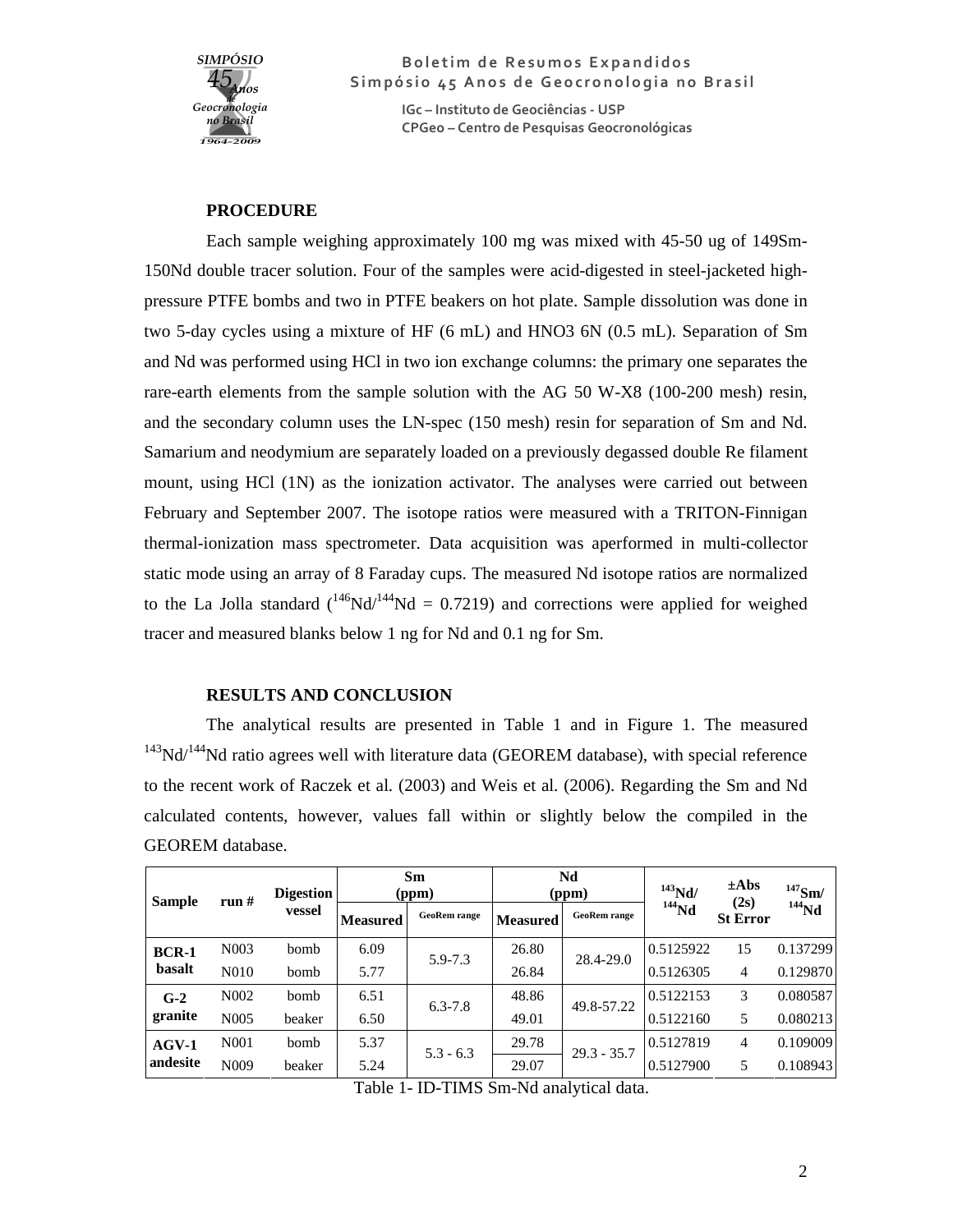**PROCEDURE**

Each sample weighing approximately 100 mg was mixed with 45-50 ug of 149Sm-150Nd double tracer solution. Four of the samples were acid-digested in steel-jacketed high-pressure PTFE bombs and two in PTFE beakers on hot plate. Sample dissolution was done in two 5-day cycles using a mixture of HF (6 mL) and HNO3 6N (0.5 mL). Separation of Sm and Nd was performed using HCl in two ion exchange columns: the primary one separates the rare-earth elements from the sample solution with the AG 50 W-X8 (100-200 mesh) resin, and the secondary column uses the LN-spec (150 mesh) resin for separation of Sm and Nd. Samarium and neodymium are separately loaded on a previously degassed double Re filament mount, using HCl (1N) as the ionization activator. The analyses were carried out between February and September 2007. The isotope ratios were measured with a TRITON-Finnigan thermal-ionization mass spectrometer. Data acquisition was aperformed in multi-collector static mode using an array of 8 Faraday cups. The measured Nd isotope ratios are normalized to the La Jolla standard ($^{146}$Nd/$^{144}$Nd = 0.7219) and corrections were applied for weighed tracer and measured blanks below 1 ng for Nd and 0.1 ng for Sm.

**RESULTS AND CONCLUSION**

The analytical results are presented in Table 1 and in Figure 1. The measured $^{143}$Nd/$^{144}$Nd ratio agrees well with literature data (GEOREM database), with special reference to the recent work of Raczek et al. (2003) and Weis et al. (2006). Regarding the Sm and Nd calculated contents, however, values fall within or slightly below the compiled in the GEOREM database.

| Sample | run # | Digestion vessel | Sm (ppm) | | Nd (ppm) | | $^{143}$Nd/$^{144}$Nd | ±Abs (2s) St Error | $^{147}$Sm/$^{144}$Nd |
|---|---|---|---|---|---|---|---|---|---|
| | | | Measured | GeoRem range | Measured | GeoRem range | | | |
| BCR-1 basalt | N003 | bomb | 6.09 | 5.9-7.3 | 26.80 | 28.4-29.0 | 0.5125922 | 15 | 0.137299 |
| | N010 | bomb | 5.77 | | 26.84 | | 0.5126305 | 4 | 0.129870 |
| G-2 granite | N002 | bomb | 6.51 | 6.3-7.8 | 48.86 | 49.8-57.22 | 0.5122153 | 3 | 0.080587 |
| | N005 | beaker | 6.50 | | 49.01 | | 0.5122160 | 5 | 0.080213 |
| AGV-1 andesite | N001 | bomb | 5.37 | 5.3 - 6.3 | 29.78 | 29.3 - 35.7 | 0.5127819 | 4 | 0.109009 |
| | N009 | beaker | 5.24 | | 29.07 | | 0.5127900 | 5 | 0.108943 |

Table 1- ID-TIMS Sm-Nd analytical data.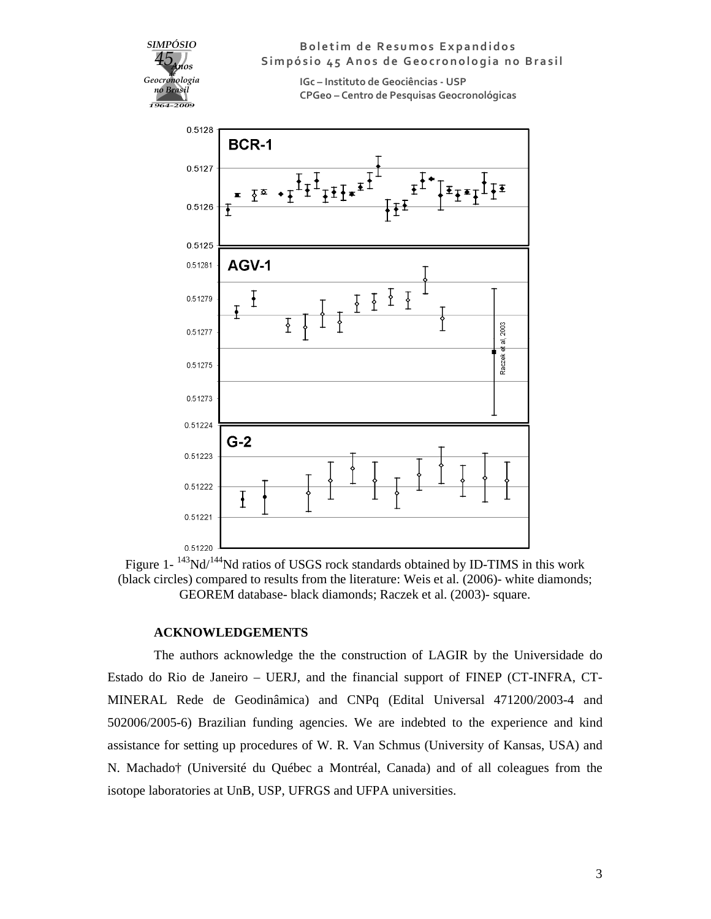Figure 1- $^{143}Nd/^{144}Nd$ ratios of USGS rock standards obtained by ID-TIMS in this work (black circles) compared to results from the literature: Weis et al. (2006)- white diamonds; GEOREM database- black diamonds; Raczek et al. (2003)- square.

**ACKNOWLEDGEMENTS**

The authors acknowledge the the construction of LAGIR by the Universidade do Estado do Rio de Janeiro – UERJ, and the financial support of FINEP (CT-INFRA, CT-MINERAL Rede de Geodinâmica) and CNPq (Edital Universal 471200/2003-4 and 502006/2005-6) Brazilian funding agencies. We are indebted to the experience and kind assistance for setting up procedures of W. R. Van Schmus (University of Kansas, USA) and N. Machado† (Université du Québec a Montréal, Canada) and of all coleagues from the isotope laboratories at UnB, USP, UFRGS and UFPA universities.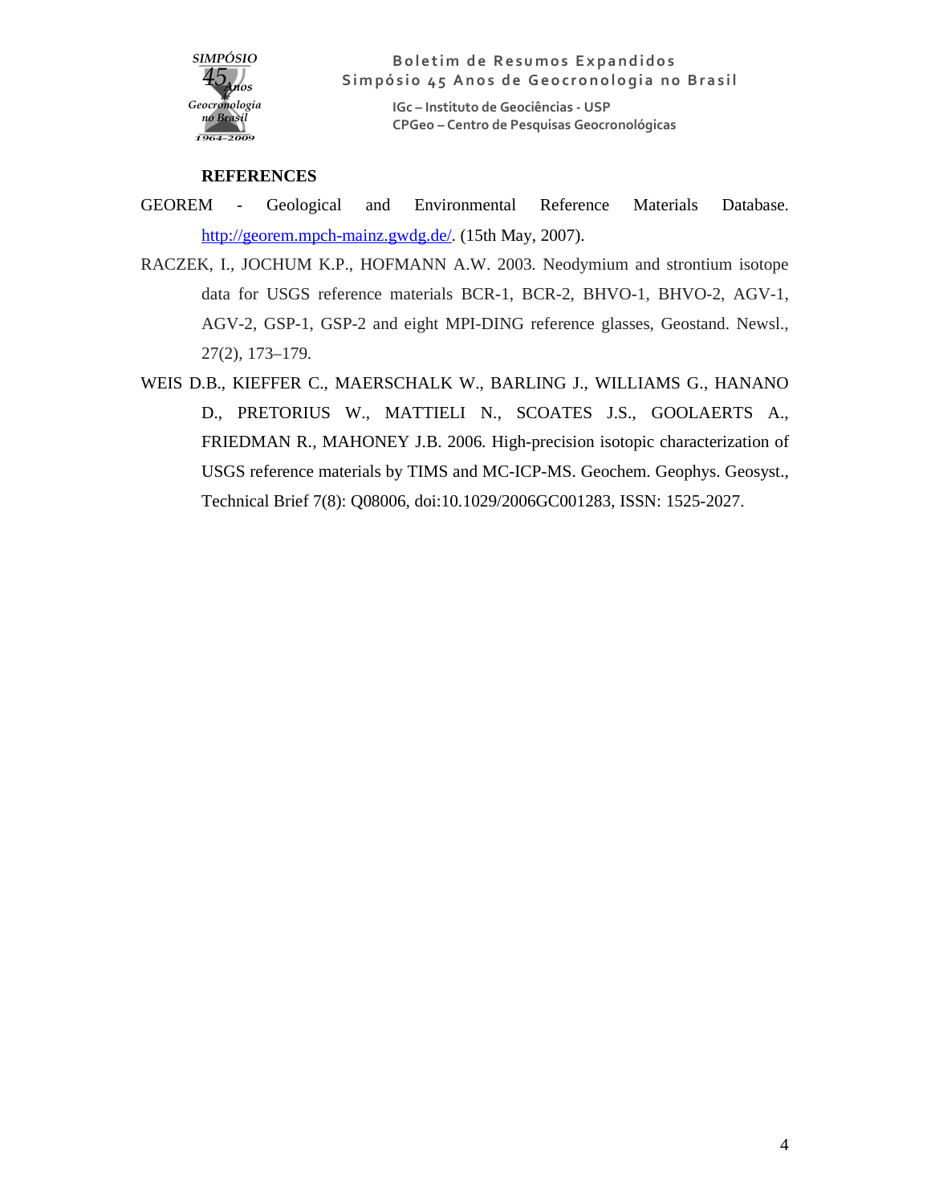**REFERENCES**

GEOREM - Geological and Environmental Reference Materials Database. http://georem.mpch-mainz.gwdg.de/. (15th May, 2007).

RACZEK, I., JOCHUM K.P., HOFMANN A.W. 2003. Neodymium and strontium isotope data for USGS reference materials BCR-1, BCR-2, BHVO-1, BHVO-2, AGV-1, AGV-2, GSP-1, GSP-2 and eight MPI-DING reference glasses, Geostand. Newsl., 27(2), 173–179.

WEIS D.B., KIEFFER C., MAERSCHALK W., BARLING J., WILLIAMS G., HANANO D., PRETORIUS W., MATTIELI N., SCOATES J.S., GOOLAERTS A., FRIEDMAN R., MAHONEY J.B. 2006. High-precision isotopic characterization of USGS reference materials by TIMS and MC-ICP-MS. Geochem. Geophys. Geosyst., Technical Brief 7(8): Q08006, doi:10.1029/2006GC001283, ISSN: 1525-2027.